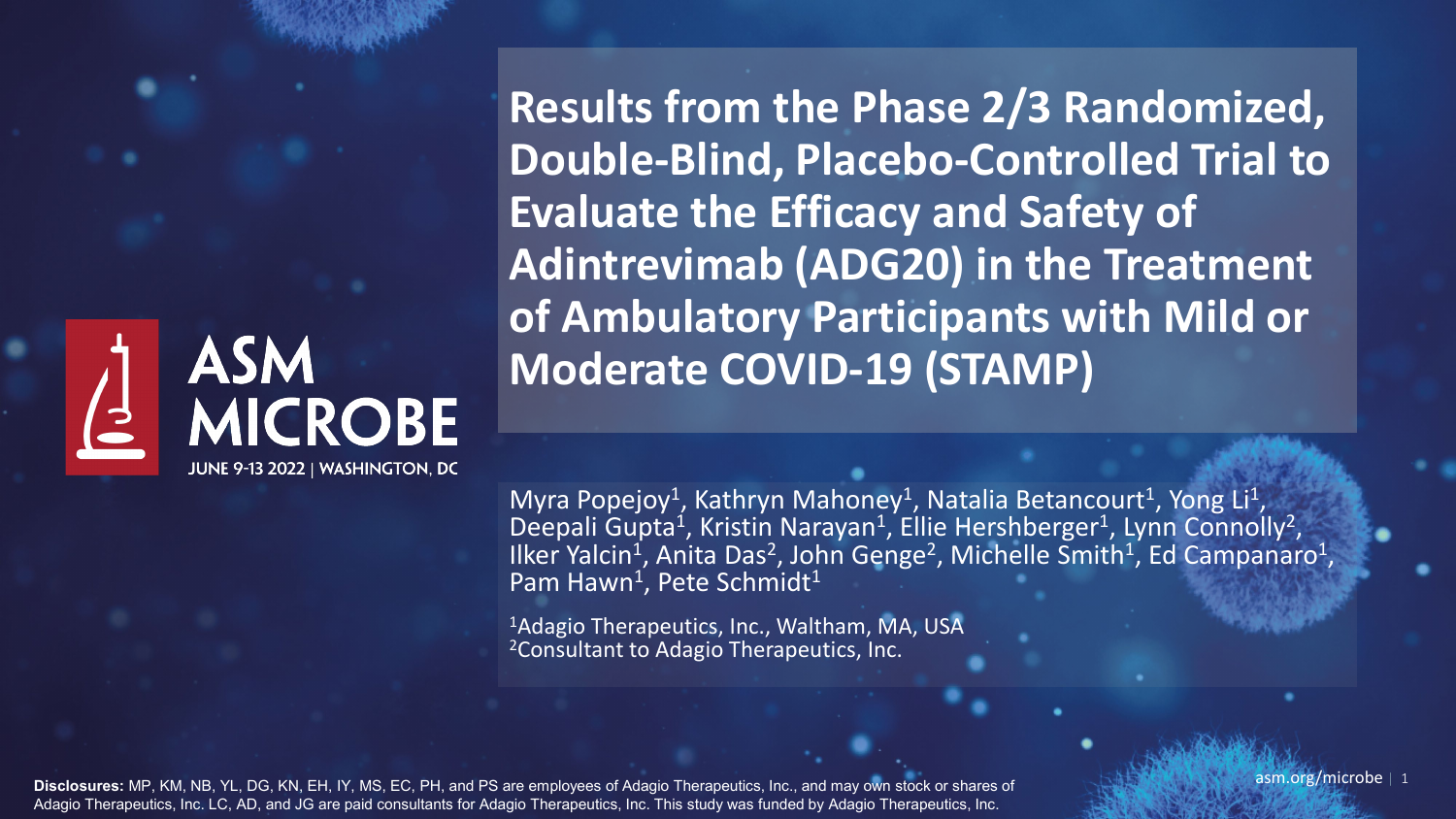ASM MICROBE

JUNE 9-13 2022 | WASHINGTON, DC

# Results from the Phase 2/3 Randomized, Double-Blind, Placebo-Controlled Trial to Evaluate the Efficacy and Safety of Adintrevimab (ADG20) in the Treatment of Ambulatory Participants with Mild or Moderate COVID-19 (STAMP)

Myra Popejoy[1], Kathryn Mahoney[1], Natalia Betancourt[1], Yong Li[1], Deepali Gupta[1], Kristin Narayan[1], Ellie Hershberger[1], Lynn Connolly[2], Ilker Yalcin[1], Anita Das[2], John Genge[2], Michelle Smith[1], Ed Campanaro[1], Pam Hawn[1], Pete Schmidt[1]

[1]Adagio Therapeutics, Inc., Waltham, MA, USA
[2]Consultant to Adagio Therapeutics, Inc.

**Disclosures:** MP, KM, NB, YL, DG, KN, EH, IY, MS, EC, PH, and PS are employees of Adagio Therapeutics, Inc., and may own stock or shares of Adagio Therapeutics, Inc. LC, AD, and JG are paid consultants for Adagio Therapeutics, Inc. This study was funded by Adagio Therapeutics, Inc.

asm.org/microbe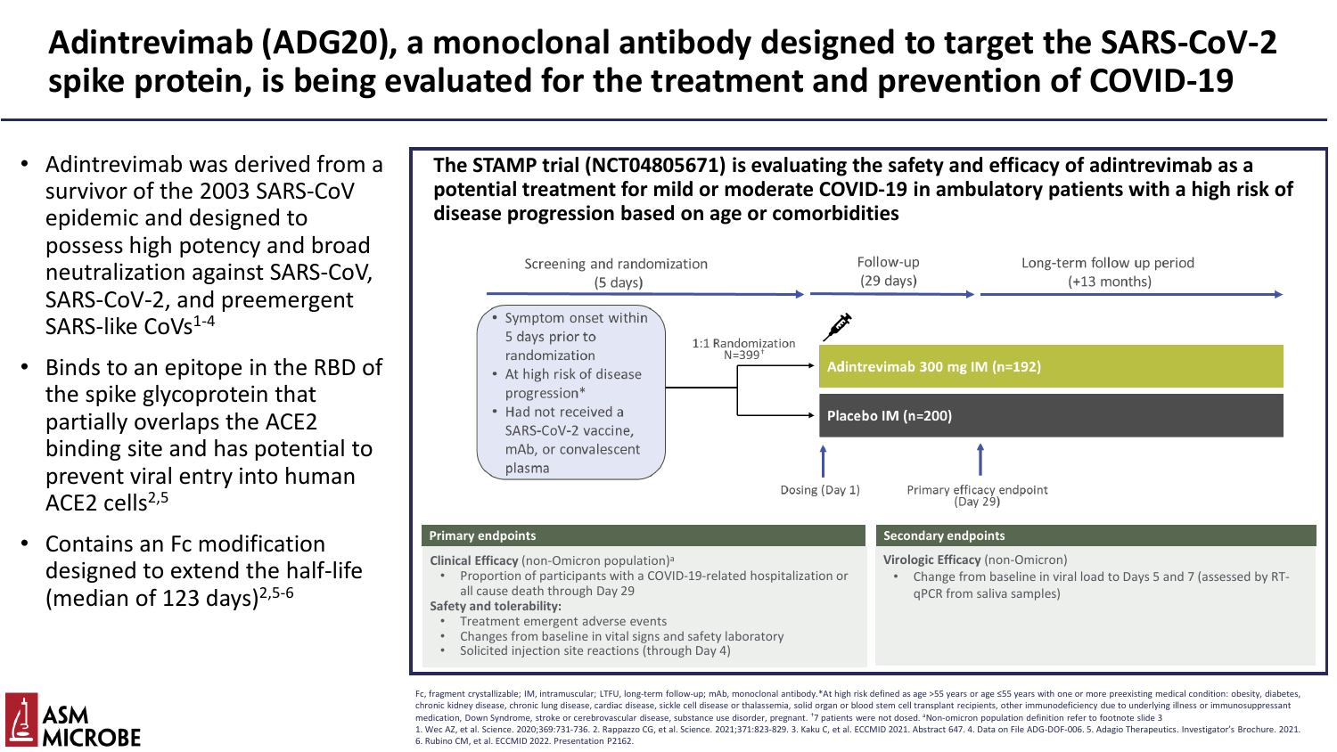# Adintrevimab (ADG20), a monoclonal antibody designed to target the SARS-CoV-2 spike protein, is being evaluated for the treatment and prevention of COVID-19

- Adintrevimab was derived from a survivor of the 2003 SARS-CoV epidemic and designed to possess high potency and broad neutralization against SARS-CoV, SARS-CoV-2, and preemergent SARS-like CoVs[1-4]
- Binds to an epitope in the RBD of the spike glycoprotein that partially overlaps the ACE2 binding site and has potential to prevent viral entry into human ACE2 cells[2,5]
- Contains an Fc modification designed to extend the half-life (median of 123 days)[2,5-6]

**The STAMP trial (NCT04805671) is evaluating the safety and efficacy of adintrevimab as a potential treatment for mild or moderate COVID-19 in ambulatory patients with a high risk of disease progression based on age or comorbidities**

Screening and randomization (5 days) → Follow-up (29 days) → Long-term follow up period (+13 months)

- Symptom onset within 5 days prior to randomization
- At high risk of disease progression*
- Had not received a SARS-CoV-2 vaccine, mAb, or convalescent plasma

1:1 Randomization N=399[†]

- Adintrevimab 300 mg IM (n=192)
- Placebo IM (n=200)

Dosing (Day 1)

Primary efficacy endpoint (Day 29)

**Primary endpoints**

**Clinical Efficacy** (non-Omicron population)[a]
- Proportion of participants with a COVID-19-related hospitalization or all cause death through Day 29

**Safety and tolerability:**
- Treatment emergent adverse events
- Changes from baseline in vital signs and safety laboratory
- Solicited injection site reactions (through Day 4)

**Secondary endpoints**

**Virologic Efficacy** (non-Omicron)
- Change from baseline in viral load to Days 5 and 7 (assessed by RT-qPCR from saliva samples)

Fc, fragment crystallizable; IM, intramuscular; LTFU, long-term follow-up; mAb, monoclonal antibody.*At high risk defined as age >55 years or age ≤55 years with one or more preexisting medical condition: obesity, diabetes, chronic kidney disease, chronic lung disease, cardiac disease, sickle cell disease or thalassemia, solid organ or blood stem cell transplant recipients, other immunodeficiency due to underlying illness or immunosuppressant medication, Down Syndrome, stroke or cerebrovascular disease, substance use disorder, pregnant. [†]7 patients were not dosed. [a]Non-omicron population definition refer to footnote slide 3

1. Wec AZ, et al. Science. 2020;369:731-736. 2. Rappazzo CG, et al. Science. 2021;371:823-829. 3. Kaku C, et al. ECCMID 2021. Abstract 647. 4. Data on File ADG-DOF-006. 5. Adagio Therapeutics. Investigator's Brochure. 2021. 6. Rubino CM, et al. ECCMID 2022. Presentation P2162.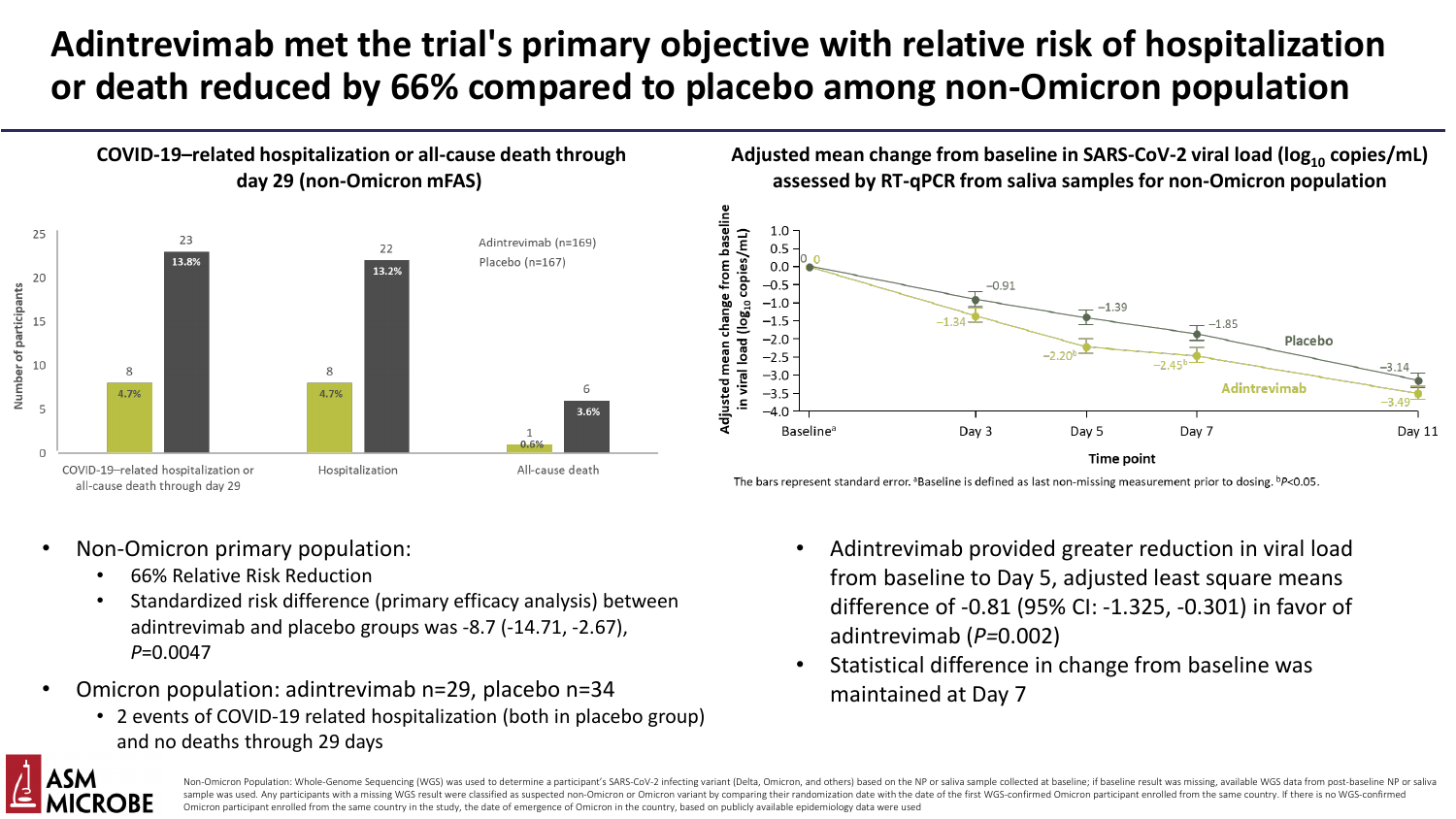# Adintrevimab met the trial's primary objective with relative risk of hospitalization or death reduced by 66% compared to placebo among non-Omicron population

### COVID-19–related hospitalization or all-cause death through day 29 (non-Omicron mFAS)

| | Adintrevimab (n=169) | Placebo (n=167) |
|---|---|---|
| COVID-19–related hospitalization or all-cause death through day 29 | 8 (4.7%) | 23 (13.8%) |
| Hospitalization | 8 (4.7%) | 22 (13.2%) |
| All-cause death | 1 (0.6%) | 6 (3.6%) |

### Adjusted mean change from baseline in SARS-CoV-2 viral load ($log_{10}$ copies/mL) assessed by RT-qPCR from saliva samples for non-Omicron population

| Time point | Adintrevimab | Placebo |
|---|---|---|
| Baseline[a] | 0 | 0 |
| Day 3 | −1.34 | −0.91 |
| Day 5 | −2.20[b] | −1.39 |
| Day 7 | −2.45[b] | −1.85 |
| Day 11 | −3.49 | −3.14 |

The bars represent standard error. [a]Baseline is defined as last non-missing measurement prior to dosing. [b]$P<0.05$.

- Non-Omicron primary population:
  - 66% Relative Risk Reduction
  - Standardized risk difference (primary efficacy analysis) between adintrevimab and placebo groups was -8.7 (-14.71, -2.67), *P*=0.0047
- Omicron population: adintrevimab n=29, placebo n=34
  - 2 events of COVID-19 related hospitalization (both in placebo group) and no deaths through 29 days

- Adintrevimab provided greater reduction in viral load from baseline to Day 5, adjusted least square means difference of -0.81 (95% CI: -1.325, -0.301) in favor of adintrevimab (*P*=0.002)
- Statistical difference in change from baseline was maintained at Day 7

Non-Omicron Population: Whole-Genome Sequencing (WGS) was used to determine a participant's SARS-CoV-2 infecting variant (Delta, Omicron, and others) based on the NP or saliva sample collected at baseline; if baseline result was missing, available WGS data from post-baseline NP or saliva sample was used. Any participants with a missing WGS result were classified as suspected non-Omicron or Omicron variant by comparing their randomization date with the date of the first WGS-confirmed Omicron participant enrolled from the same country. If there is no WGS-confirmed Omicron participant enrolled from the same country in the study, the date of emergence of Omicron in the country, based on publicly available epidemiology data were used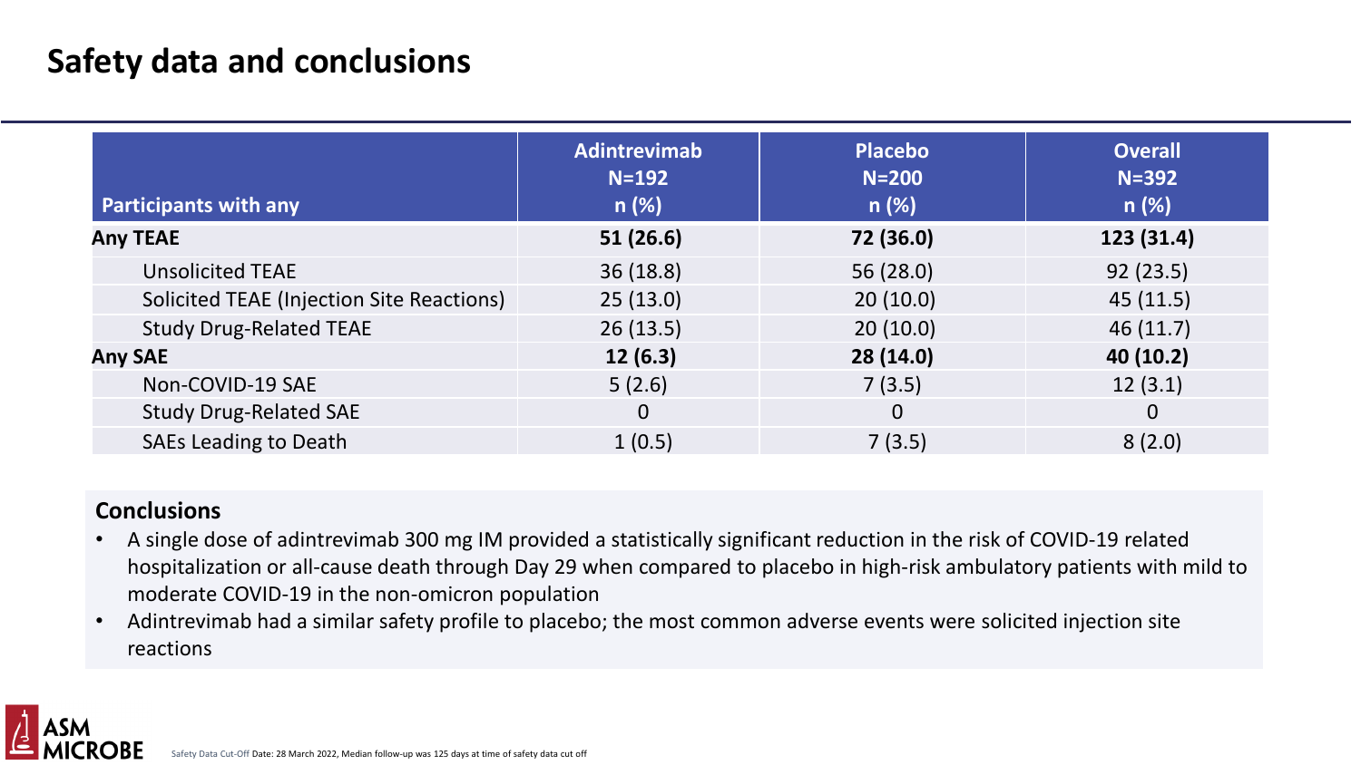# Safety data and conclusions

| Participants with any | Adintrevimab N=192 n (%) | Placebo N=200 n (%) | Overall N=392 n (%) |
|---|---|---|---|
| **Any TEAE** | **51 (26.6)** | **72 (36.0)** | **123 (31.4)** |
| Unsolicited TEAE | 36 (18.8) | 56 (28.0) | 92 (23.5) |
| Solicited TEAE (Injection Site Reactions) | 25 (13.0) | 20 (10.0) | 45 (11.5) |
| Study Drug-Related TEAE | 26 (13.5) | 20 (10.0) | 46 (11.7) |
| **Any SAE** | **12 (6.3)** | **28 (14.0)** | **40 (10.2)** |
| Non-COVID-19 SAE | 5 (2.6) | 7 (3.5) | 12 (3.1) |
| Study Drug-Related SAE | 0 | 0 | 0 |
| SAEs Leading to Death | 1 (0.5) | 7 (3.5) | 8 (2.0) |

## Conclusions

- A single dose of adintrevimab 300 mg IM provided a statistically significant reduction in the risk of COVID-19 related hospitalization or all-cause death through Day 29 when compared to placebo in high-risk ambulatory patients with mild to moderate COVID-19 in the non-omicron population
- Adintrevimab had a similar safety profile to placebo; the most common adverse events were solicited injection site reactions

Safety Data Cut-Off Date: 28 March 2022, Median follow-up was 125 days at time of safety data cut off